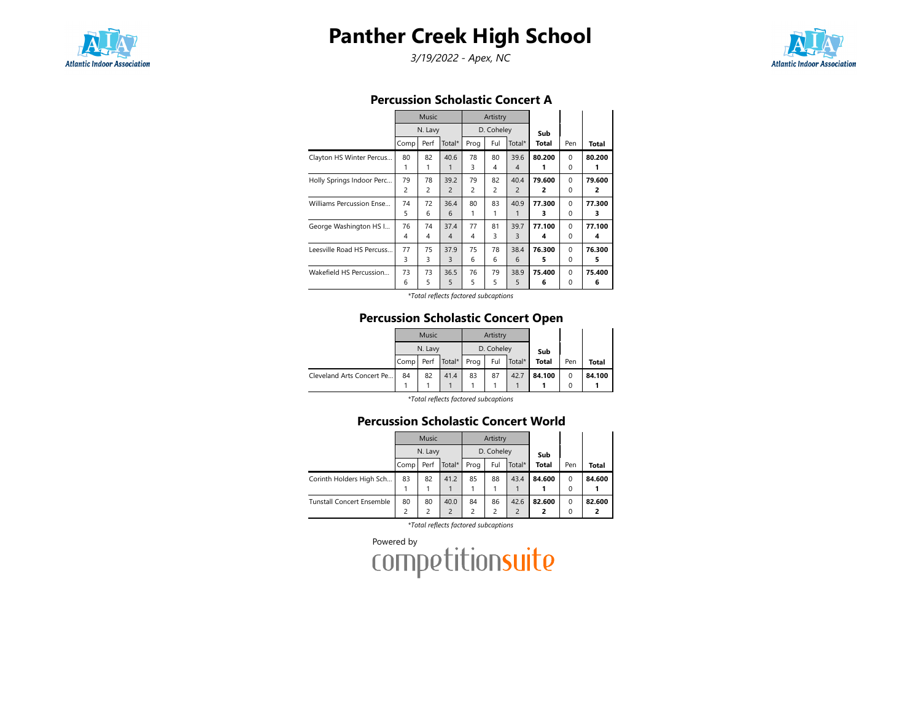# Panther Creek High School

*3/19/2022 - Apex, NC*

## Percussion Scholastic Concert A

| | Music | | | Artistry | | | Sub Total | Pen | Total |
|---|---|---|---|---|---|---|---|---|---|
| | N. Lavy | | | D. Coheley | | | | | |
| | Comp | Perf | Total* | Prog | Ful | Total* | | | |
| Clayton HS Winter Percus... | 80<br>1 | 82<br>1 | 40.6<br>1 | 78<br>3 | 80<br>4 | 39.6<br>4 | **80.200**<br>**1** | 0<br>0 | **80.200**<br>**1** |
| Holly Springs Indoor Perc... | 79<br>2 | 78<br>2 | 39.2<br>2 | 79<br>2 | 82<br>2 | 40.4<br>2 | **79.600**<br>**2** | 0<br>0 | **79.600**<br>**2** |
| Williams Percussion Ense... | 74<br>5 | 72<br>6 | 36.4<br>6 | 80<br>1 | 83<br>1 | 40.9<br>1 | **77.300**<br>**3** | 0<br>0 | **77.300**<br>**3** |
| George Washington HS I... | 76<br>4 | 74<br>4 | 37.4<br>4 | 77<br>4 | 81<br>3 | 39.7<br>3 | **77.100**<br>**4** | 0<br>0 | **77.100**<br>**4** |
| Leesville Road HS Percuss... | 77<br>3 | 75<br>3 | 37.9<br>3 | 75<br>6 | 78<br>6 | 38.4<br>6 | **76.300**<br>**5** | 0<br>0 | **76.300**<br>**5** |
| Wakefield HS Percussion... | 73<br>6 | 73<br>5 | 36.5<br>5 | 76<br>5 | 79<br>5 | 38.9<br>5 | **75.400**<br>**6** | 0<br>0 | **75.400**<br>**6** |

*Total reflects factored subcaptions*

## Percussion Scholastic Concert Open

| | Music | | | Artistry | | | Sub Total | Pen | Total |
|---|---|---|---|---|---|---|---|---|---|
| | N. Lavy | | | D. Coheley | | | | | |
| | Comp | Perf | Total* | Prog | Ful | Total* | | | |
| Cleveland Arts Concert Pe... | 84<br>1 | 82<br>1 | 41.4<br>1 | 83<br>1 | 87<br>1 | 42.7<br>1 | **84.100**<br>**1** | 0<br>0 | **84.100**<br>**1** |

*Total reflects factored subcaptions*

## Percussion Scholastic Concert World

| | Music | | | Artistry | | | Sub Total | Pen | Total |
|---|---|---|---|---|---|---|---|---|---|
| | N. Lavy | | | D. Coheley | | | | | |
| | Comp | Perf | Total* | Prog | Ful | Total* | | | |
| Corinth Holders High Sch... | 83<br>1 | 82<br>1 | 41.2<br>1 | 85<br>1 | 88<br>1 | 43.4<br>1 | **84.600**<br>**1** | 0<br>0 | **84.600**<br>**1** |
| Tunstall Concert Ensemble | 80<br>2 | 80<br>2 | 40.0<br>2 | 84<br>2 | 86<br>2 | 42.6<br>2 | **82.600**<br>**2** | 0<br>0 | **82.600**<br>**2** |

*Total reflects factored subcaptions*

Powered by competitionsuite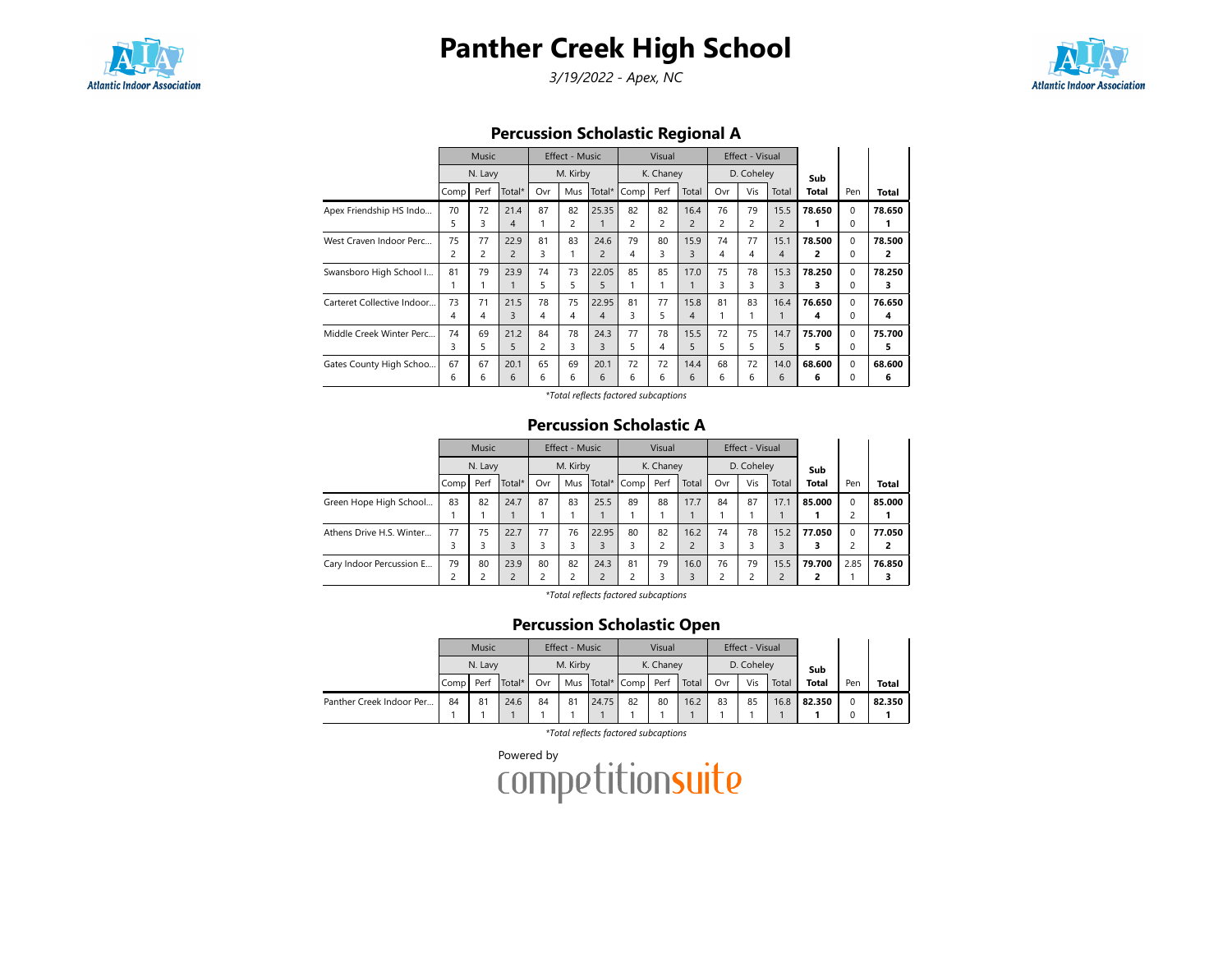# Panther Creek High School

*3/19/2022 - Apex, NC*

## Percussion Scholastic Regional A

| | Music | | | Effect - Music | | | Visual | | | Effect - Visual | | | Sub | | |
|---|---|---|---|---|---|---|---|---|---|---|---|---|---|---|---|
| | N. Lavy | | | M. Kirby | | | K. Chaney | | | D. Coheley | | | | | |
| | Comp | Perf | Total* | Ovr | Mus | Total* | Comp | Perf | Total | Ovr | Vis | Total | Total | Pen | Total |
| Apex Friendship HS Indo... | 70<br>5 | 72<br>3 | 21.4<br>4 | 87<br>1 | 82<br>2 | 25.35<br>1 | 82<br>2 | 82<br>2 | 16.4<br>2 | 76<br>2 | 79<br>2 | 15.5<br>2 | **78.650**<br>**1** | 0<br>0 | **78.650**<br>**1** |
| West Craven Indoor Perc... | 75<br>2 | 77<br>2 | 22.9<br>2 | 81<br>3 | 83<br>1 | 24.6<br>2 | 79<br>4 | 80<br>3 | 15.9<br>3 | 74<br>4 | 77<br>4 | 15.1<br>4 | **78.500**<br>**2** | 0<br>0 | **78.500**<br>**2** |
| Swansboro High School I... | 81<br>1 | 79<br>1 | 23.9<br>1 | 74<br>5 | 73<br>5 | 22.05<br>5 | 85<br>1 | 85<br>1 | 17.0<br>1 | 75<br>3 | 78<br>3 | 15.3<br>3 | **78.250**<br>**3** | 0<br>0 | **78.250**<br>**3** |
| Carteret Collective Indoor... | 73<br>4 | 71<br>4 | 21.5<br>3 | 78<br>4 | 75<br>4 | 22.95<br>4 | 81<br>3 | 77<br>5 | 15.8<br>4 | 81<br>1 | 83<br>1 | 16.4<br>1 | **76.650**<br>**4** | 0<br>0 | **76.650**<br>**4** |
| Middle Creek Winter Perc... | 74<br>3 | 69<br>5 | 21.2<br>5 | 84<br>2 | 78<br>3 | 24.3<br>3 | 77<br>5 | 78<br>4 | 15.5<br>5 | 72<br>5 | 75<br>5 | 14.7<br>5 | **75.700**<br>**5** | 0<br>0 | **75.700**<br>**5** |
| Gates County High Schoo... | 67<br>6 | 67<br>6 | 20.1<br>6 | 65<br>6 | 69<br>6 | 20.1<br>6 | 72<br>6 | 72<br>6 | 14.4<br>6 | 68<br>6 | 72<br>6 | 14.0<br>6 | **68.600**<br>**6** | 0<br>0 | **68.600**<br>**6** |

*Total reflects factored subcaptions

## Percussion Scholastic A

| | Music | | | Effect - Music | | | Visual | | | Effect - Visual | | | Sub | | |
|---|---|---|---|---|---|---|---|---|---|---|---|---|---|---|---|
| | N. Lavy | | | M. Kirby | | | K. Chaney | | | D. Coheley | | | | | |
| | Comp | Perf | Total* | Ovr | Mus | Total* | Comp | Perf | Total | Ovr | Vis | Total | Total | Pen | Total |
| Green Hope High School... | 83<br>1 | 82<br>1 | 24.7<br>1 | 87<br>1 | 83<br>1 | 25.5<br>1 | 89<br>1 | 88<br>1 | 17.7<br>1 | 84<br>1 | 87<br>1 | 17.1<br>1 | **85.000**<br>**1** | 0<br>2 | **85.000**<br>**1** |
| Athens Drive H.S. Winter... | 77<br>3 | 75<br>3 | 22.7<br>3 | 77<br>3 | 76<br>3 | 22.95<br>3 | 80<br>3 | 82<br>2 | 16.2<br>2 | 74<br>3 | 78<br>3 | 15.2<br>3 | **77.050**<br>**3** | 0<br>2 | **77.050**<br>**2** |
| Cary Indoor Percussion E... | 79<br>2 | 80<br>2 | 23.9<br>2 | 80<br>2 | 82<br>2 | 24.3<br>2 | 81<br>2 | 79<br>3 | 16.0<br>3 | 76<br>2 | 79<br>2 | 15.5<br>2 | **79.700**<br>**2** | 2.85<br>1 | **76.850**<br>**3** |

*Total reflects factored subcaptions

## Percussion Scholastic Open

| | Music | | | Effect - Music | | | Visual | | | Effect - Visual | | | Sub | | |
|---|---|---|---|---|---|---|---|---|---|---|---|---|---|---|---|
| | N. Lavy | | | M. Kirby | | | K. Chaney | | | D. Coheley | | | | | |
| | Comp | Perf | Total* | Ovr | Mus | Total* | Comp | Perf | Total | Ovr | Vis | Total | Total | Pen | Total |
| Panther Creek Indoor Per... | 84<br>1 | 81<br>1 | 24.6<br>1 | 84<br>1 | 81<br>1 | 24.75<br>1 | 82<br>1 | 80<br>1 | 16.2<br>1 | 83<br>1 | 85<br>1 | 16.8<br>1 | **82.350**<br>**1** | 0<br>0 | **82.350**<br>**1** |

*Total reflects factored subcaptions

Powered by competitionsuite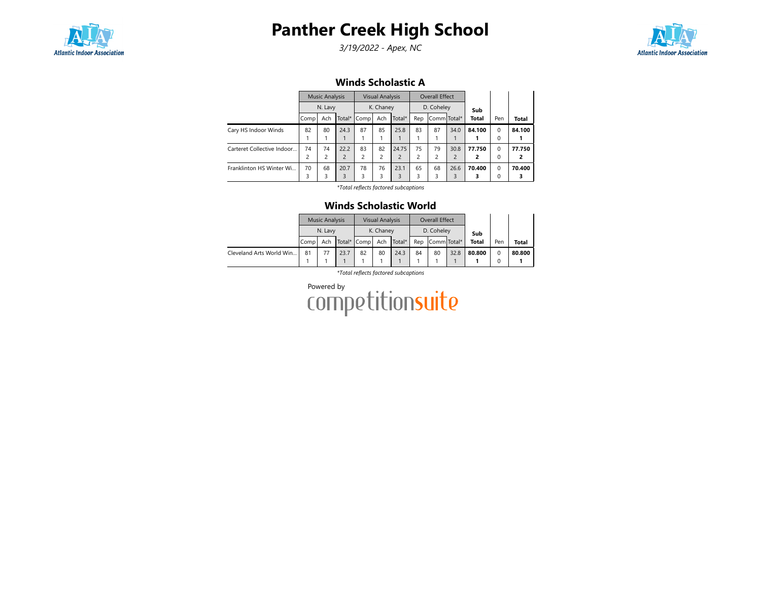# Panther Creek High School

*3/19/2022 - Apex, NC*

## Winds Scholastic A

| | Music Analysis | | | Visual Analysis | | | Overall Effect | | | Sub | | |
|---|---|---|---|---|---|---|---|---|---|---|---|---|
| | N. Lavy | | | K. Chaney | | | D. Coheley | | | | | |
| | Comp | Ach | Total* | Comp | Ach | Total* | Rep | Comm | Total* | Total | Pen | Total |
| Cary HS Indoor Winds | 82<br>1 | 80<br>1 | 24.3<br>1 | 87<br>1 | 85<br>1 | 25.8<br>1 | 83<br>1 | 87<br>1 | 34.0<br>1 | **84.100**<br>**1** | 0<br>0 | **84.100**<br>**1** |
| Carteret Collective Indoor... | 74<br>2 | 74<br>2 | 22.2<br>2 | 83<br>2 | 82<br>2 | 24.75<br>2 | 75<br>2 | 79<br>2 | 30.8<br>2 | **77.750**<br>**2** | 0<br>0 | **77.750**<br>**2** |
| Franklinton HS Winter Wi... | 70<br>3 | 68<br>3 | 20.7<br>3 | 78<br>3 | 76<br>3 | 23.1<br>3 | 65<br>3 | 68<br>3 | 26.6<br>3 | **70.400**<br>**3** | 0<br>0 | **70.400**<br>**3** |

*\*Total reflects factored subcaptions*

## Winds Scholastic World

| | Music Analysis | | | Visual Analysis | | | Overall Effect | | | Sub | | |
|---|---|---|---|---|---|---|---|---|---|---|---|---|
| | N. Lavy | | | K. Chaney | | | D. Coheley | | | | | |
| | Comp | Ach | Total* | Comp | Ach | Total* | Rep | Comm | Total* | Total | Pen | Total |
| Cleveland Arts World Win... | 81<br>1 | 77<br>1 | 23.7<br>1 | 82<br>1 | 80<br>1 | 24.3<br>1 | 84<br>1 | 80<br>1 | 32.8<br>1 | **80.800**<br>**1** | 0<br>0 | **80.800**<br>**1** |

*\*Total reflects factored subcaptions*

Powered by competitionsuite